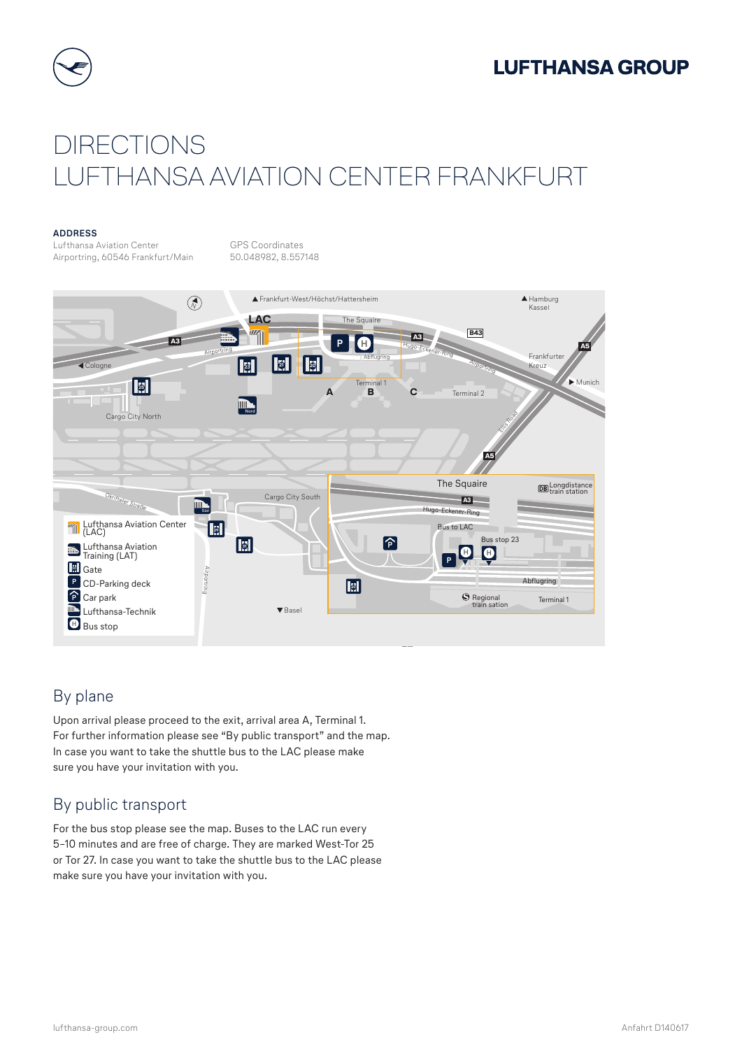# DIRECTIONS
# LUFTHANSA AVIATION CENTER FRANKFURT

**ADDRESS**

Lufthansa Aviation Center
Airportring, 60546 Frankfurt/Main

GPS Coordinates
50.048982, 8.557148

## By plane

Upon arrival please proceed to the exit, arrival area A, Terminal 1.
For further information please see "By public transport" and the map.
In case you want to take the shuttle bus to the LAC please make sure you have your invitation with you.

## By public transport

For the bus stop please see the map. Buses to the LAC run every 5–10 minutes and are free of charge. They are marked West-Tor 25 or Tor 27. In case you want to take the shuttle bus to the LAC please make sure you have your invitation with you.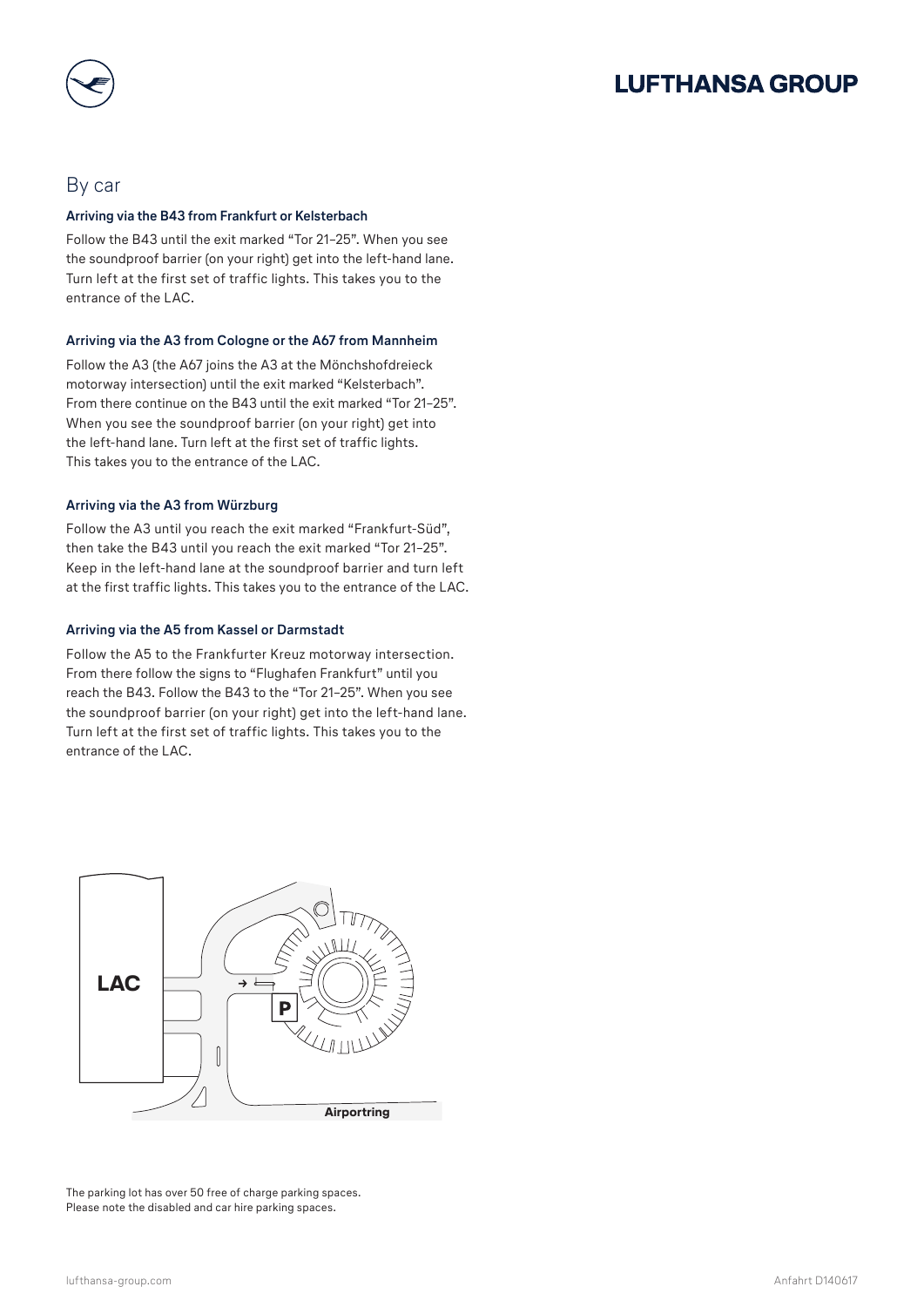## By car

### Arriving via the B43 from Frankfurt or Kelsterbach

Follow the B43 until the exit marked "Tor 21–25". When you see the soundproof barrier (on your right) get into the left-hand lane. Turn left at the first set of traffic lights. This takes you to the entrance of the LAC.

### Arriving via the A3 from Cologne or the A67 from Mannheim

Follow the A3 (the A67 joins the A3 at the Mönchshofdreieck motorway intersection) until the exit marked "Kelsterbach". From there continue on the B43 until the exit marked "Tor 21–25". When you see the soundproof barrier (on your right) get into the left-hand lane. Turn left at the first set of traffic lights. This takes you to the entrance of the LAC.

### Arriving via the A3 from Würzburg

Follow the A3 until you reach the exit marked "Frankfurt-Süd", then take the B43 until you reach the exit marked "Tor 21–25". Keep in the left-hand lane at the soundproof barrier and turn left at the first traffic lights. This takes you to the entrance of the LAC.

### Arriving via the A5 from Kassel or Darmstadt

Follow the A5 to the Frankfurter Kreuz motorway intersection. From there follow the signs to "Flughafen Frankfurt" until you reach the B43. Follow the B43 to the "Tor 21–25". When you see the soundproof barrier (on your right) get into the left-hand lane. Turn left at the first set of traffic lights. This takes you to the entrance of the LAC.

LAC

P

Airportring

The parking lot has over 50 free of charge parking spaces.
Please note the disabled and car hire parking spaces.